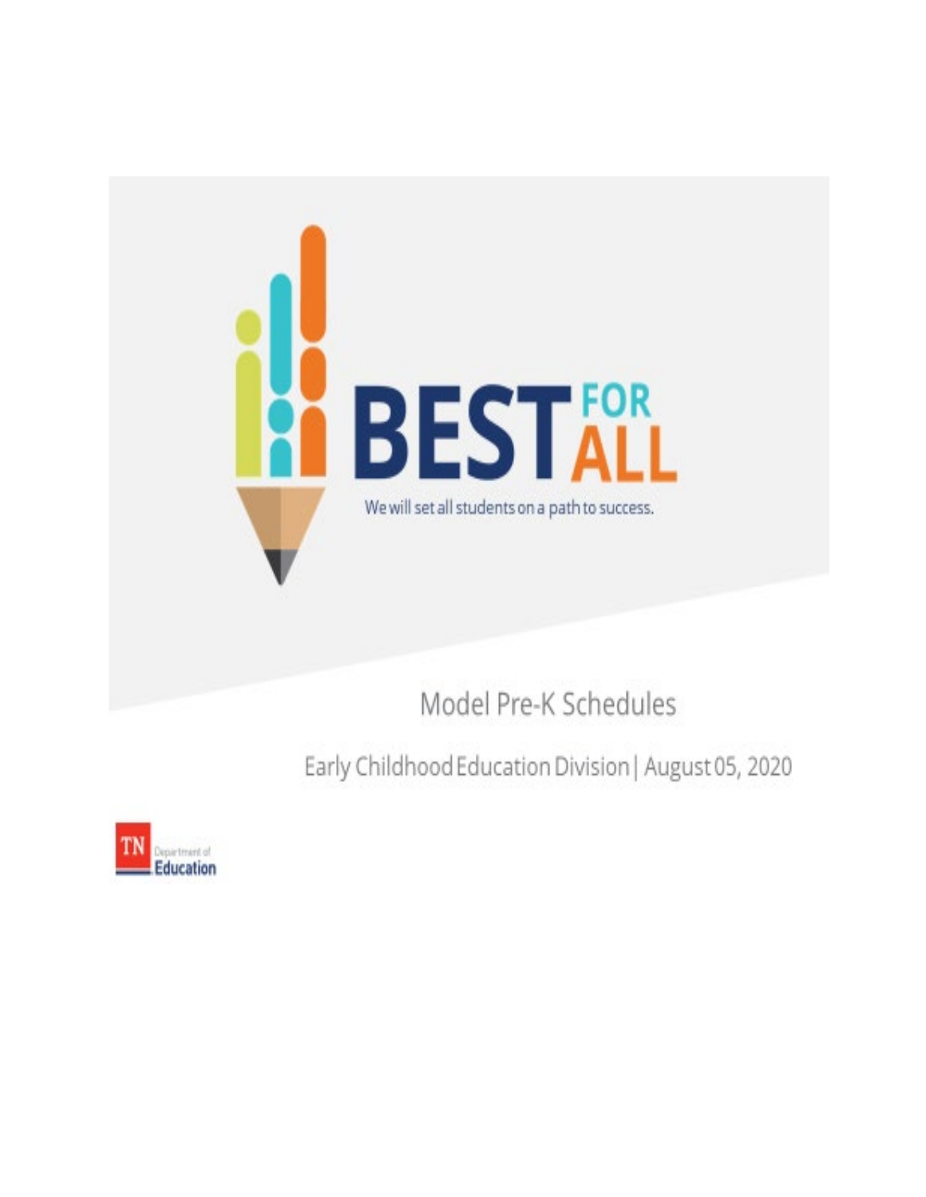# BEST FOR ALL

We will set all students on a path to success.

## Model Pre-K Schedules

Early Childhood Education Division | August 05, 2020

TN Department of Education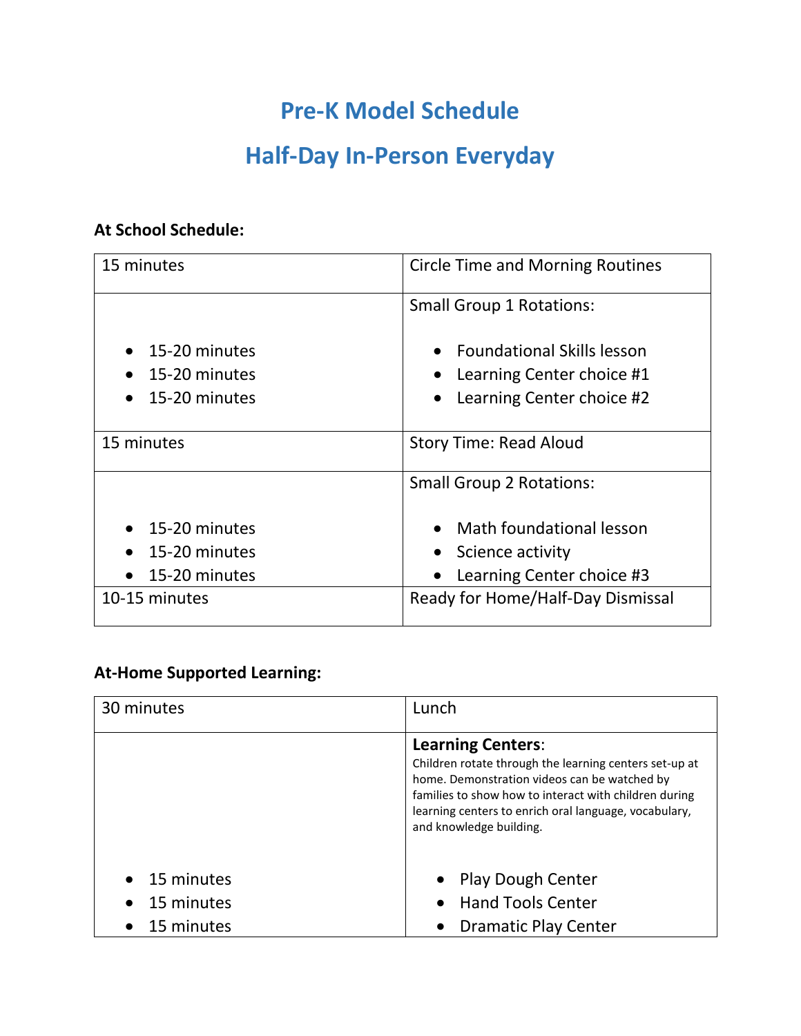# Pre-K Model Schedule

## Half-Day In-Person Everyday

**At School Schedule:**

| | |
|---|---|
| 15 minutes | Circle Time and Morning Routines |
| <br>• 15-20 minutes<br>• 15-20 minutes<br>• 15-20 minutes | Small Group 1 Rotations:<br>• Foundational Skills lesson<br>• Learning Center choice #1<br>• Learning Center choice #2 |
| 15 minutes | Story Time: Read Aloud |
| <br>• 15-20 minutes<br>• 15-20 minutes<br>• 15-20 minutes | Small Group 2 Rotations:<br>• Math foundational lesson<br>• Science activity<br>• Learning Center choice #3 |
| 10-15 minutes | Ready for Home/Half-Day Dismissal |

**At-Home Supported Learning:**

| | |
|---|---|
| 30 minutes | Lunch |
| <br>• 15 minutes<br>• 15 minutes<br>• 15 minutes | **Learning Centers**:<br>Children rotate through the learning centers set-up at home. Demonstration videos can be watched by families to show how to interact with children during learning centers to enrich oral language, vocabulary, and knowledge building.<br>• Play Dough Center<br>• Hand Tools Center<br>• Dramatic Play Center |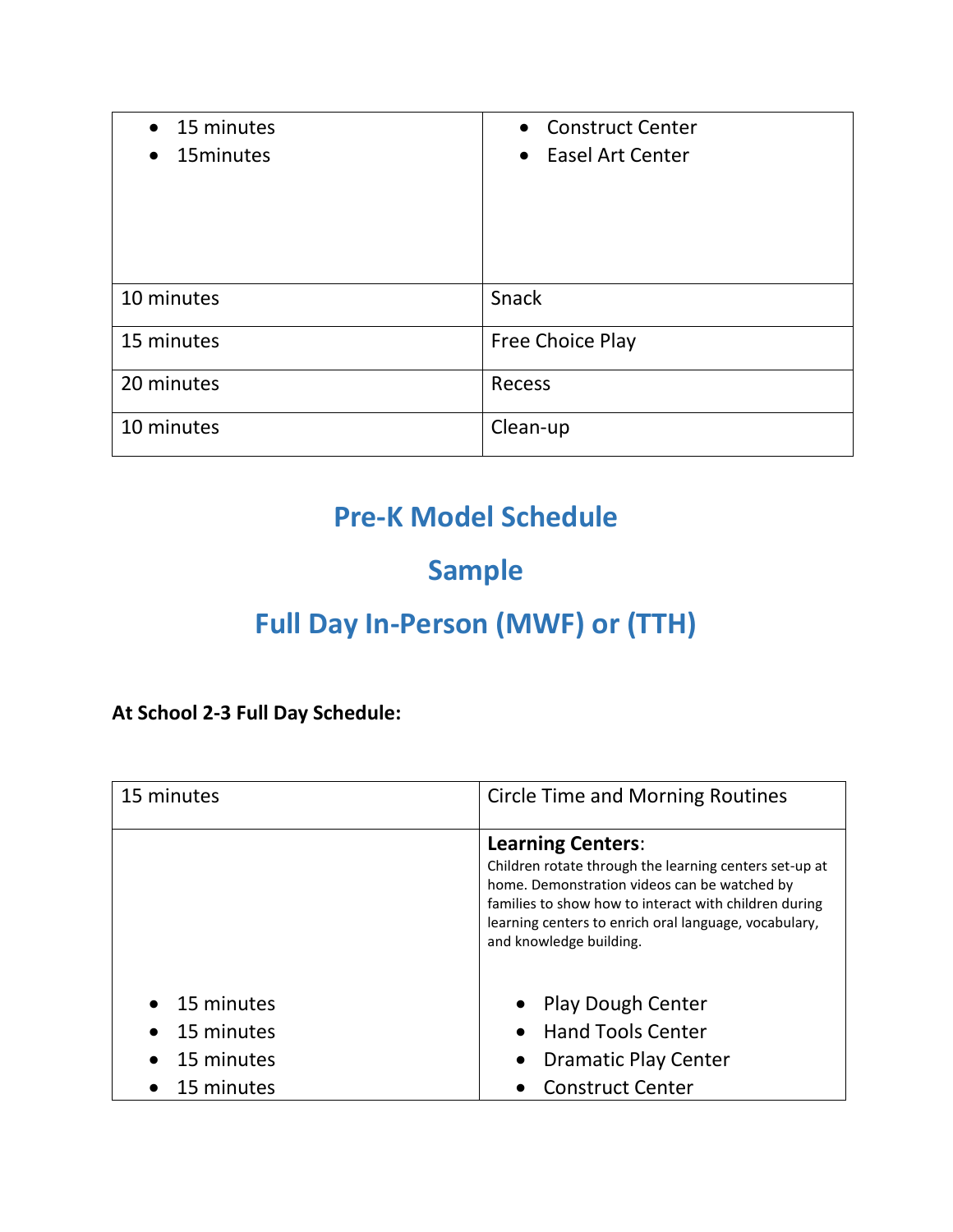| | |
|---|---|
| • 15 minutes<br>• 15minutes | • Construct Center<br>• Easel Art Center |
| 10 minutes | Snack |
| 15 minutes | Free Choice Play |
| 20 minutes | Recess |
| 10 minutes | Clean-up |

## Pre-K Model Schedule

## Sample

## Full Day In-Person (MWF) or (TTH)

**At School 2-3 Full Day Schedule:**

| | |
|---|---|
| 15 minutes | Circle Time and Morning Routines |
| • 15 minutes<br>• 15 minutes<br>• 15 minutes<br>• 15 minutes | **Learning Centers**:<br>Children rotate through the learning centers set-up at home. Demonstration videos can be watched by families to show how to interact with children during learning centers to enrich oral language, vocabulary, and knowledge building.<br><br>• Play Dough Center<br>• Hand Tools Center<br>• Dramatic Play Center<br>• Construct Center |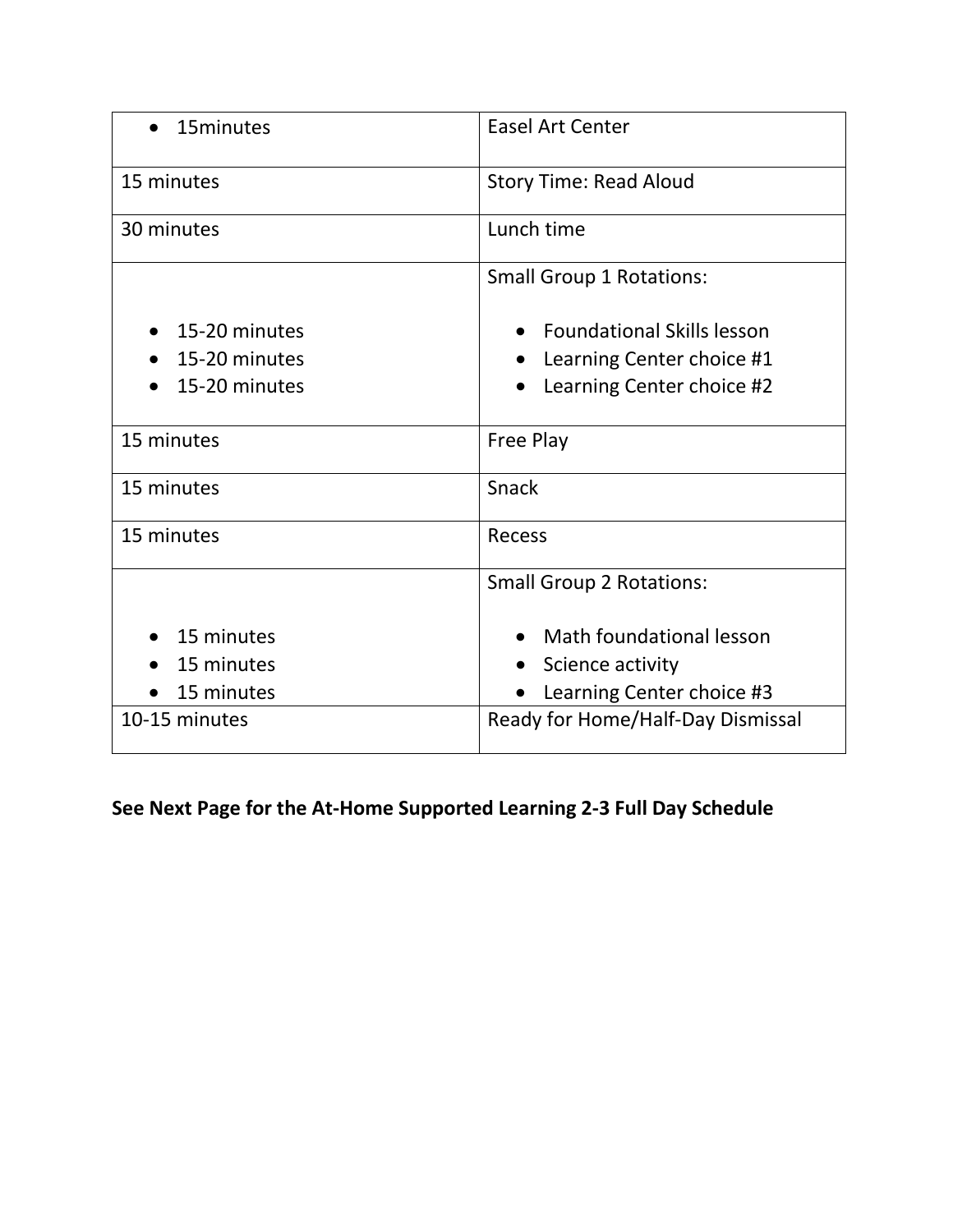| | |
|---|---|
| • 15minutes | Easel Art Center |
| 15 minutes | Story Time: Read Aloud |
| 30 minutes | Lunch time |
| <br>• 15-20 minutes<br>• 15-20 minutes<br>• 15-20 minutes | Small Group 1 Rotations:<br>• Foundational Skills lesson<br>• Learning Center choice #1<br>• Learning Center choice #2 |
| 15 minutes | Free Play |
| 15 minutes | Snack |
| 15 minutes | Recess |
| <br>• 15 minutes<br>• 15 minutes<br>• 15 minutes | Small Group 2 Rotations:<br>• Math foundational lesson<br>• Science activity<br>• Learning Center choice #3 |
| 10-15 minutes | Ready for Home/Half-Day Dismissal |

**See Next Page for the At-Home Supported Learning 2-3 Full Day Schedule**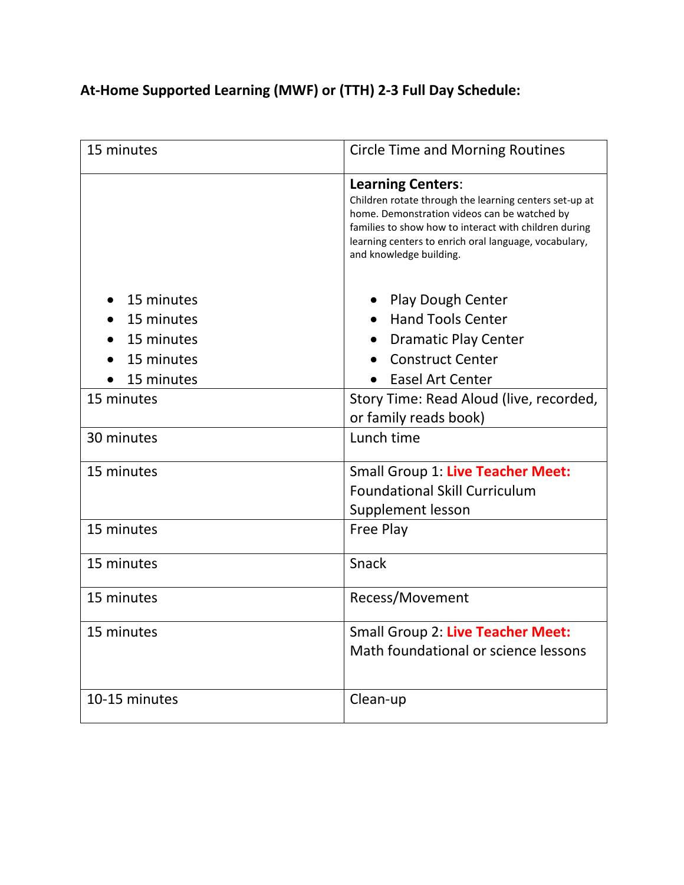**At-Home Supported Learning (MWF) or (TTH) 2-3 Full Day Schedule:**

| | |
|---|---|
| 15 minutes | Circle Time and Morning Routines |
| <br><br><br><br>• 15 minutes<br>• 15 minutes<br>• 15 minutes<br>• 15 minutes<br>• 15 minutes | **Learning Centers**:<br>Children rotate through the learning centers set-up at home. Demonstration videos can be watched by families to show how to interact with children during learning centers to enrich oral language, vocabulary, and knowledge building.<br><br>• Play Dough Center<br>• Hand Tools Center<br>• Dramatic Play Center<br>• Construct Center<br>• Easel Art Center |
| 15 minutes | Story Time: Read Aloud (live, recorded, or family reads book) |
| 30 minutes | Lunch time |
| 15 minutes | Small Group 1: **Live Teacher Meet:** Foundational Skill Curriculum Supplement lesson |
| 15 minutes | Free Play |
| 15 minutes | Snack |
| 15 minutes | Recess/Movement |
| 15 minutes | Small Group 2: **Live Teacher Meet:** Math foundational or science lessons |
| 10-15 minutes | Clean-up |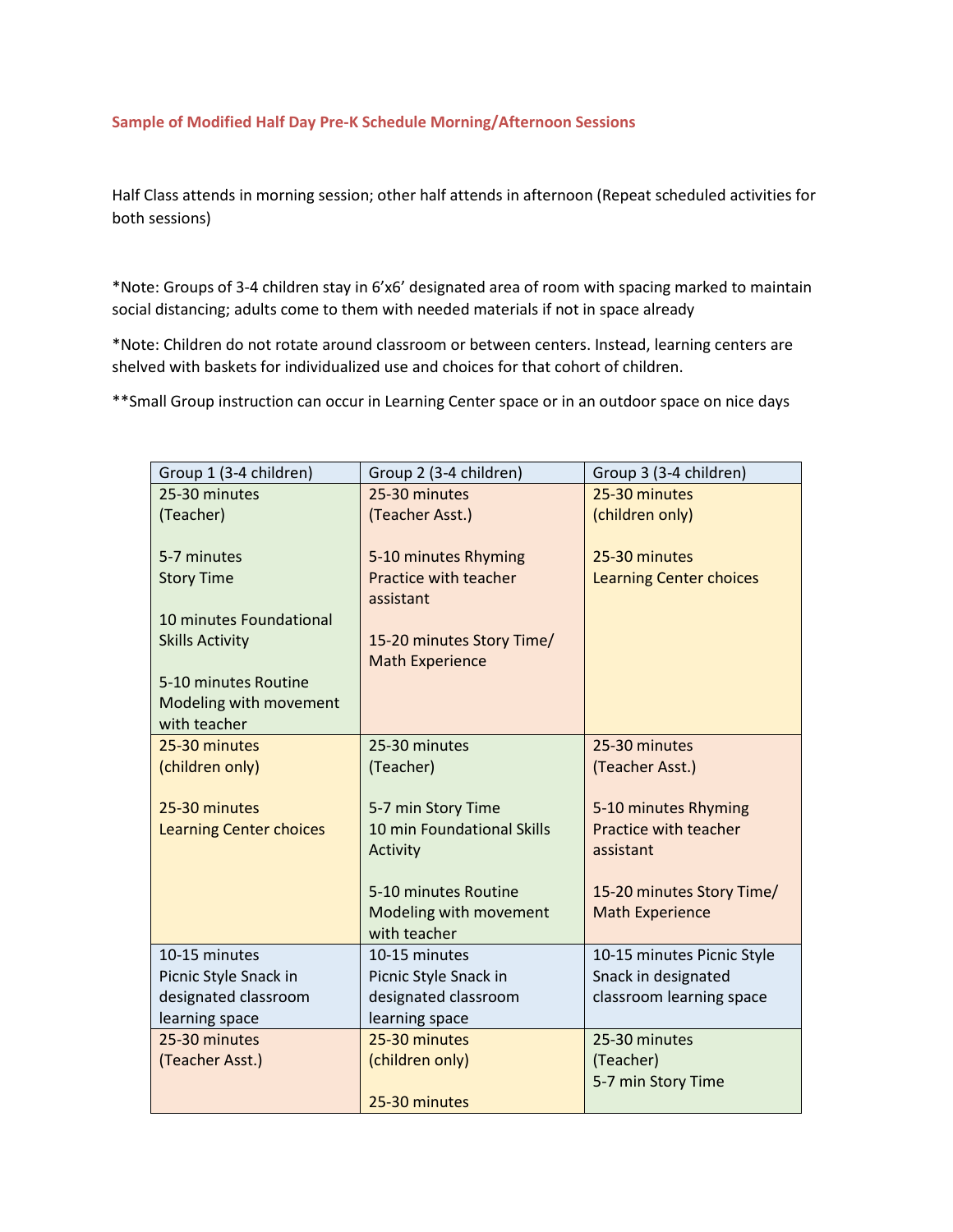### Sample of Modified Half Day Pre-K Schedule Morning/Afternoon Sessions

Half Class attends in morning session; other half attends in afternoon (Repeat scheduled activities for both sessions)

*Note: Groups of 3-4 children stay in 6'x6' designated area of room with spacing marked to maintain social distancing; adults come to them with needed materials if not in space already

*Note: Children do not rotate around classroom or between centers. Instead, learning centers are shelved with baskets for individualized use and choices for that cohort of children.

**Small Group instruction can occur in Learning Center space or in an outdoor space on nice days

| Group 1 (3-4 children) | Group 2 (3-4 children) | Group 3 (3-4 children) |
|---|---|---|
| 25-30 minutes (Teacher)<br><br>5-7 minutes Story Time<br><br>10 minutes Foundational Skills Activity<br><br>5-10 minutes Routine Modeling with movement with teacher | 25-30 minutes (Teacher Asst.)<br><br>5-10 minutes Rhyming Practice with teacher assistant<br><br>15-20 minutes Story Time/ Math Experience | 25-30 minutes (children only)<br><br>25-30 minutes Learning Center choices |
| 25-30 minutes (children only)<br><br>25-30 minutes Learning Center choices | 25-30 minutes (Teacher)<br><br>5-7 min Story Time<br>10 min Foundational Skills Activity<br><br>5-10 minutes Routine Modeling with movement with teacher | 25-30 minutes (Teacher Asst.)<br><br>5-10 minutes Rhyming Practice with teacher assistant<br><br>15-20 minutes Story Time/ Math Experience |
| 10-15 minutes Picnic Style Snack in designated classroom learning space | 10-15 minutes Picnic Style Snack in designated classroom learning space | 10-15 minutes Picnic Style Snack in designated classroom learning space |
| 25-30 minutes (Teacher Asst.) | 25-30 minutes (children only)<br><br>25-30 minutes | 25-30 minutes (Teacher)<br>5-7 min Story Time |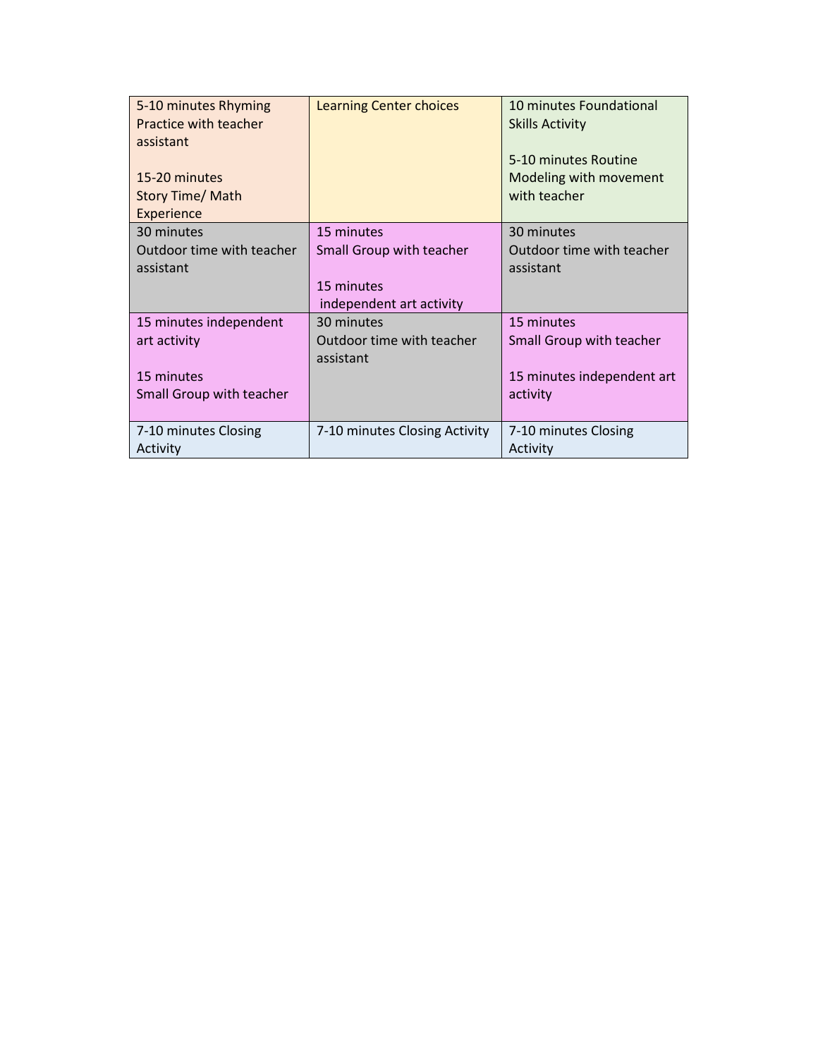| | | |
|---|---|---|
| 5-10 minutes Rhyming Practice with teacher assistant<br><br>15-20 minutes Story Time/ Math Experience | Learning Center choices | 10 minutes Foundational Skills Activity<br><br>5-10 minutes Routine Modeling with movement with teacher |
| 30 minutes Outdoor time with teacher assistant | 15 minutes Small Group with teacher<br><br>15 minutes independent art activity | 30 minutes Outdoor time with teacher assistant |
| 15 minutes independent art activity<br><br>15 minutes Small Group with teacher | 30 minutes Outdoor time with teacher assistant | 15 minutes Small Group with teacher<br><br>15 minutes independent art activity |
| 7-10 minutes Closing Activity | 7-10 minutes Closing Activity | 7-10 minutes Closing Activity |